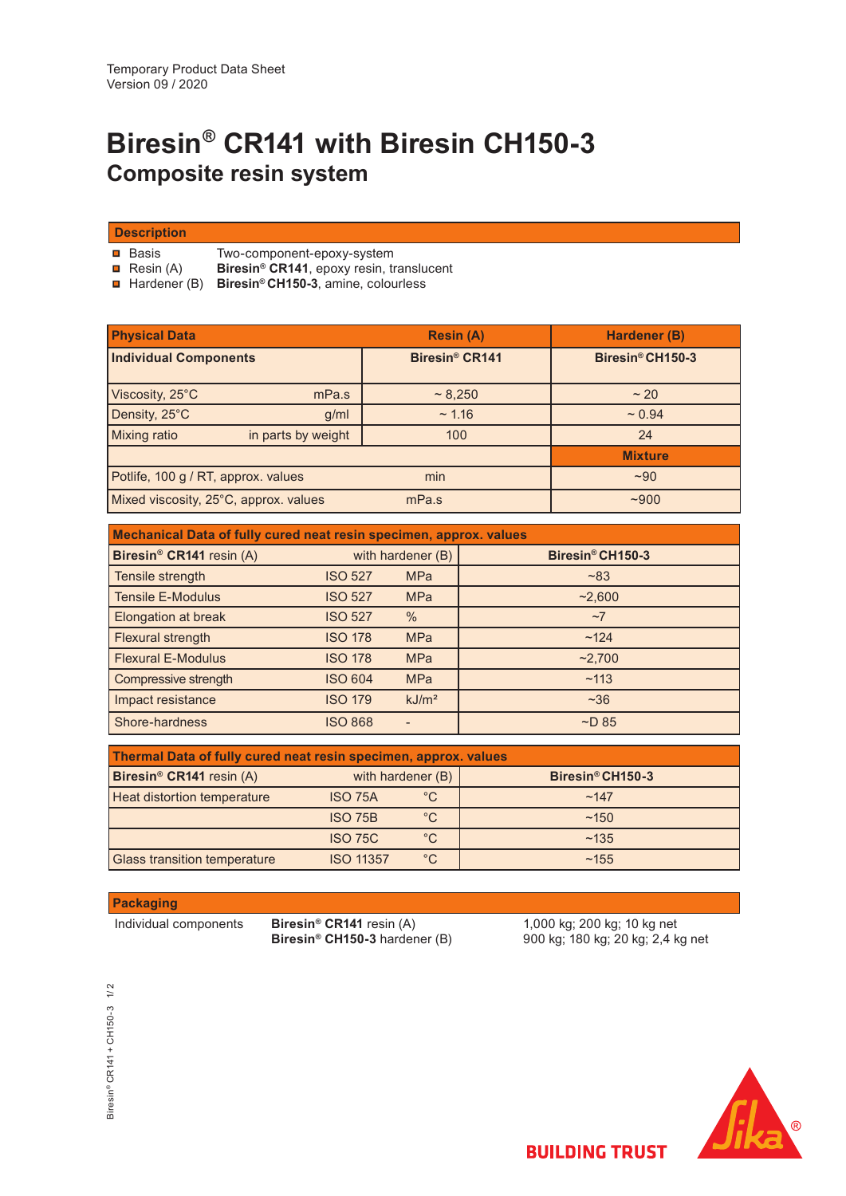Temporary Product Data Sheet
Version 09 / 2020

# Biresin® CR141 with Biresin CH150-3

## Composite resin system

### Description

- Basis — Two-component-epoxy-system
- Resin (A) — **Biresin® CR141**, epoxy resin, translucent
- Hardener (B) — **Biresin® CH150-3**, amine, colourless

| Physical Data | | Resin (A) | Hardener (B) |
|---|---|---|---|
| **Individual Components** | | **Biresin® CR141** | **Biresin® CH150-3** |
| Viscosity, 25°C | mPa.s | ~ 8,250 | ~ 20 |
| Density, 25°C | g/ml | ~ 1.16 | ~ 0.94 |
| Mixing ratio | in parts by weight | 100 | 24 |
| | | | **Mixture** |
| Potlife, 100 g / RT, approx. values | | min | ~90 |
| Mixed viscosity, 25°C, approx. values | | mPa.s | ~900 |

| Mechanical Data of fully cured neat resin specimen, approx. values | | | |
|---|---|---|---|
| **Biresin® CR141** resin (A) | with hardener (B) | | **Biresin® CH150-3** |
| Tensile strength | ISO 527 | MPa | ~83 |
| Tensile E-Modulus | ISO 527 | MPa | ~2,600 |
| Elongation at break | ISO 527 | % | ~7 |
| Flexural strength | ISO 178 | MPa | ~124 |
| Flexural E-Modulus | ISO 178 | MPa | ~2,700 |
| Compressive strength | ISO 604 | MPa | ~113 |
| Impact resistance | ISO 179 | kJ/m² | ~36 |
| Shore-hardness | ISO 868 | - | ~D 85 |

| Thermal Data of fully cured neat resin specimen, approx. values | | | |
|---|---|---|---|
| **Biresin® CR141** resin (A) | with hardener (B) | | **Biresin® CH150-3** |
| Heat distortion temperature | ISO 75A | °C | ~147 |
| | ISO 75B | °C | ~150 |
| | ISO 75C | °C | ~135 |
| Glass transition temperature | ISO 11357 | °C | ~155 |

### Packaging

| Individual components | | |
|---|---|---|
| | **Biresin® CR141** resin (A) | 1,000 kg; 200 kg; 10 kg net |
| | **Biresin® CH150-3** hardener (B) | 900 kg; 180 kg; 20 kg; 2,4 kg net |

BUILDING TRUST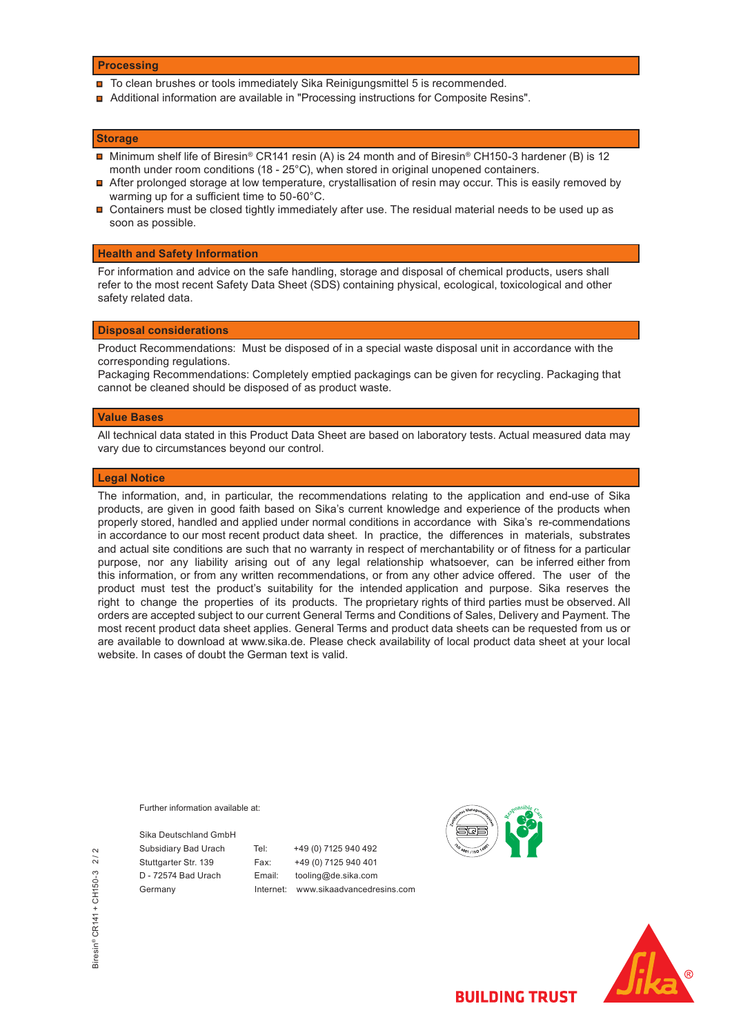## Processing

- To clean brushes or tools immediately Sika Reinigungsmittel 5 is recommended.
- Additional information are available in "Processing instructions for Composite Resins".

## Storage

- Minimum shelf life of Biresin® CR141 resin (A) is 24 month and of Biresin® CH150-3 hardener (B) is 12 month under room conditions (18 - 25°C), when stored in original unopened containers.
- After prolonged storage at low temperature, crystallisation of resin may occur. This is easily removed by warming up for a sufficient time to 50-60°C.
- Containers must be closed tightly immediately after use. The residual material needs to be used up as soon as possible.

## Health and Safety Information

For information and advice on the safe handling, storage and disposal of chemical products, users shall refer to the most recent Safety Data Sheet (SDS) containing physical, ecological, toxicological and other safety related data.

## Disposal considerations

Product Recommendations: Must be disposed of in a special waste disposal unit in accordance with the corresponding regulations.
Packaging Recommendations: Completely emptied packagings can be given for recycling. Packaging that cannot be cleaned should be disposed of as product waste.

## Value Bases

All technical data stated in this Product Data Sheet are based on laboratory tests. Actual measured data may vary due to circumstances beyond our control.

## Legal Notice

The information, and, in particular, the recommendations relating to the application and end-use of Sika products, are given in good faith based on Sika's current knowledge and experience of the products when properly stored, handled and applied under normal conditions in accordance with Sika's re-commendations in accordance to our most recent product data sheet. In practice, the differences in materials, substrates and actual site conditions are such that no warranty in respect of merchantability or of fitness for a particular purpose, nor any liability arising out of any legal relationship whatsoever, can be inferred either from this information, or from any written recommendations, or from any other advice offered. The user of the product must test the product's suitability for the intended application and purpose. Sika reserves the right to change the properties of its products. The proprietary rights of third parties must be observed. All orders are accepted subject to our current General Terms and Conditions of Sales, Delivery and Payment. The most recent product data sheet applies. General Terms and product data sheets can be requested from us or are available to download at www.sika.de. Please check availability of local product data sheet at your local website. In cases of doubt the German text is valid.

Further information available at:

Sika Deutschland GmbH
Subsidiary Bad Urach
Stuttgarter Str. 139
D - 72574 Bad Urach
Germany

Tel: +49 (0) 7125 940 492
Fax: +49 (0) 7125 940 401
Email: tooling@de.sika.com
Internet: www.sikaadvancedresins.com

BUILDING TRUST